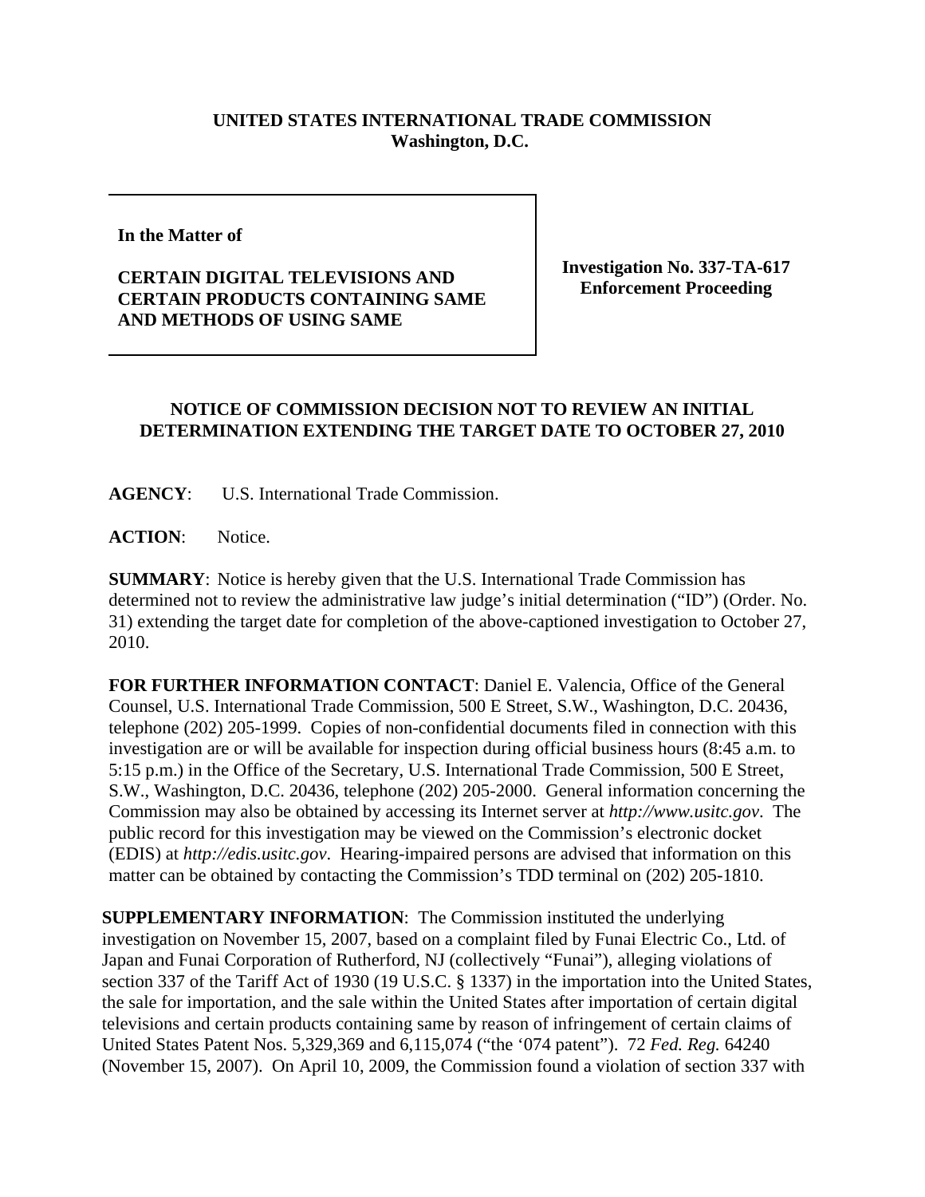**UNITED STATES INTERNATIONAL TRADE COMMISSION**
**Washington, D.C.**

| | |
|---|---|
| **In the Matter of**<br><br>**CERTAIN DIGITAL TELEVISIONS AND CERTAIN PRODUCTS CONTAINING SAME AND METHODS OF USING SAME** | **Investigation No. 337-TA-617**<br>**Enforcement Proceeding** |

## NOTICE OF COMMISSION DECISION NOT TO REVIEW AN INITIAL DETERMINATION EXTENDING THE TARGET DATE TO OCTOBER 27, 2010

**AGENCY**: U.S. International Trade Commission.

**ACTION**: Notice.

**SUMMARY**: Notice is hereby given that the U.S. International Trade Commission has determined not to review the administrative law judge's initial determination ("ID") (Order. No. 31) extending the target date for completion of the above-captioned investigation to October 27, 2010.

**FOR FURTHER INFORMATION CONTACT**: Daniel E. Valencia, Office of the General Counsel, U.S. International Trade Commission, 500 E Street, S.W., Washington, D.C. 20436, telephone (202) 205-1999. Copies of non-confidential documents filed in connection with this investigation are or will be available for inspection during official business hours (8:45 a.m. to 5:15 p.m.) in the Office of the Secretary, U.S. International Trade Commission, 500 E Street, S.W., Washington, D.C. 20436, telephone (202) 205-2000. General information concerning the Commission may also be obtained by accessing its Internet server at *http://www.usitc.gov*. The public record for this investigation may be viewed on the Commission's electronic docket (EDIS) at *http://edis.usitc.gov*. Hearing-impaired persons are advised that information on this matter can be obtained by contacting the Commission's TDD terminal on (202) 205-1810.

**SUPPLEMENTARY INFORMATION**: The Commission instituted the underlying investigation on November 15, 2007, based on a complaint filed by Funai Electric Co., Ltd. of Japan and Funai Corporation of Rutherford, NJ (collectively "Funai"), alleging violations of section 337 of the Tariff Act of 1930 (19 U.S.C. § 1337) in the importation into the United States, the sale for importation, and the sale within the United States after importation of certain digital televisions and certain products containing same by reason of infringement of certain claims of United States Patent Nos. 5,329,369 and 6,115,074 ("the '074 patent"). 72 *Fed. Reg.* 64240 (November 15, 2007). On April 10, 2009, the Commission found a violation of section 337 with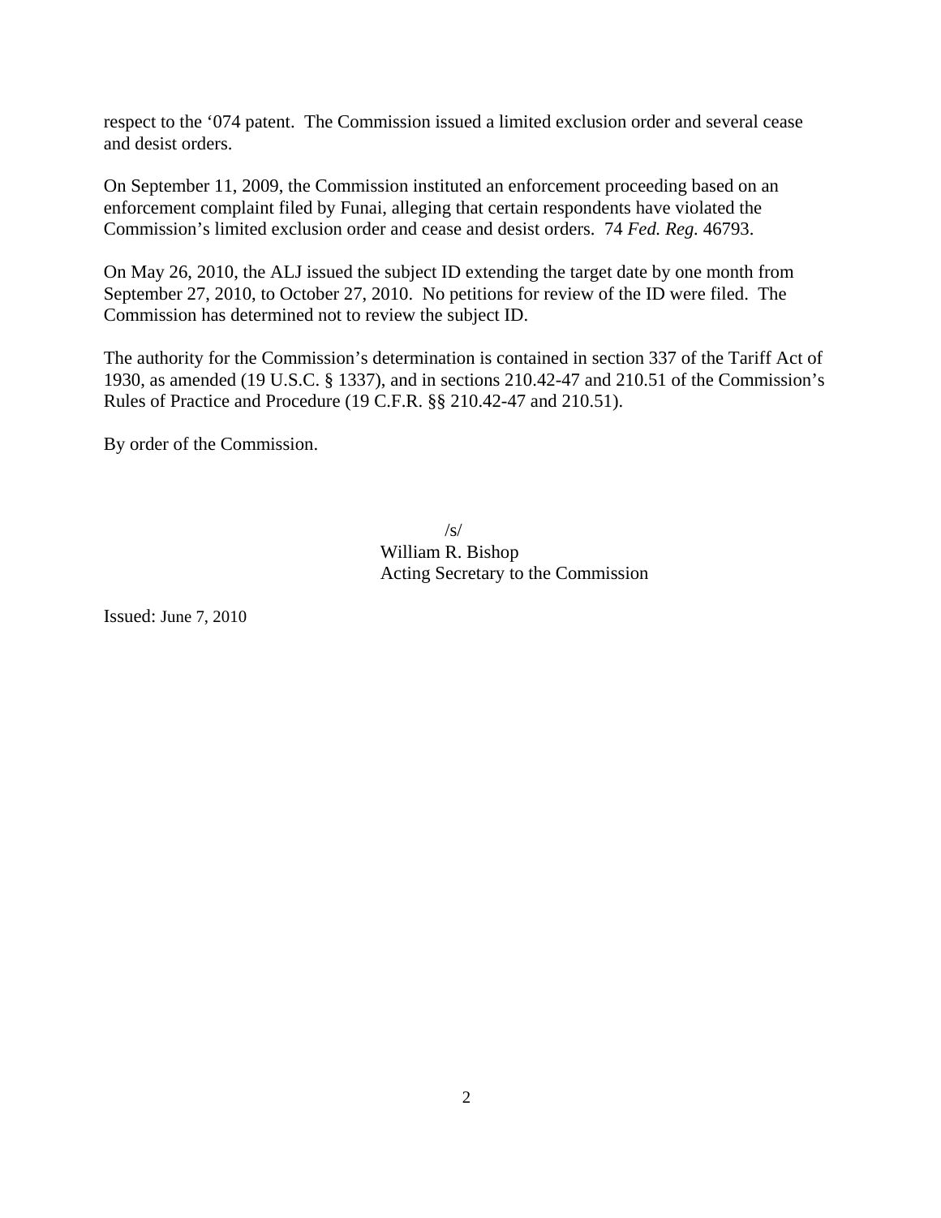respect to the '074 patent. The Commission issued a limited exclusion order and several cease and desist orders.

On September 11, 2009, the Commission instituted an enforcement proceeding based on an enforcement complaint filed by Funai, alleging that certain respondents have violated the Commission's limited exclusion order and cease and desist orders. 74 *Fed. Reg.* 46793.

On May 26, 2010, the ALJ issued the subject ID extending the target date by one month from September 27, 2010, to October 27, 2010. No petitions for review of the ID were filed. The Commission has determined not to review the subject ID.

The authority for the Commission's determination is contained in section 337 of the Tariff Act of 1930, as amended (19 U.S.C. § 1337), and in sections 210.42-47 and 210.51 of the Commission's Rules of Practice and Procedure (19 C.F.R. §§ 210.42-47 and 210.51).

By order of the Commission.

/s/
William R. Bishop
Acting Secretary to the Commission

Issued: June 7, 2010